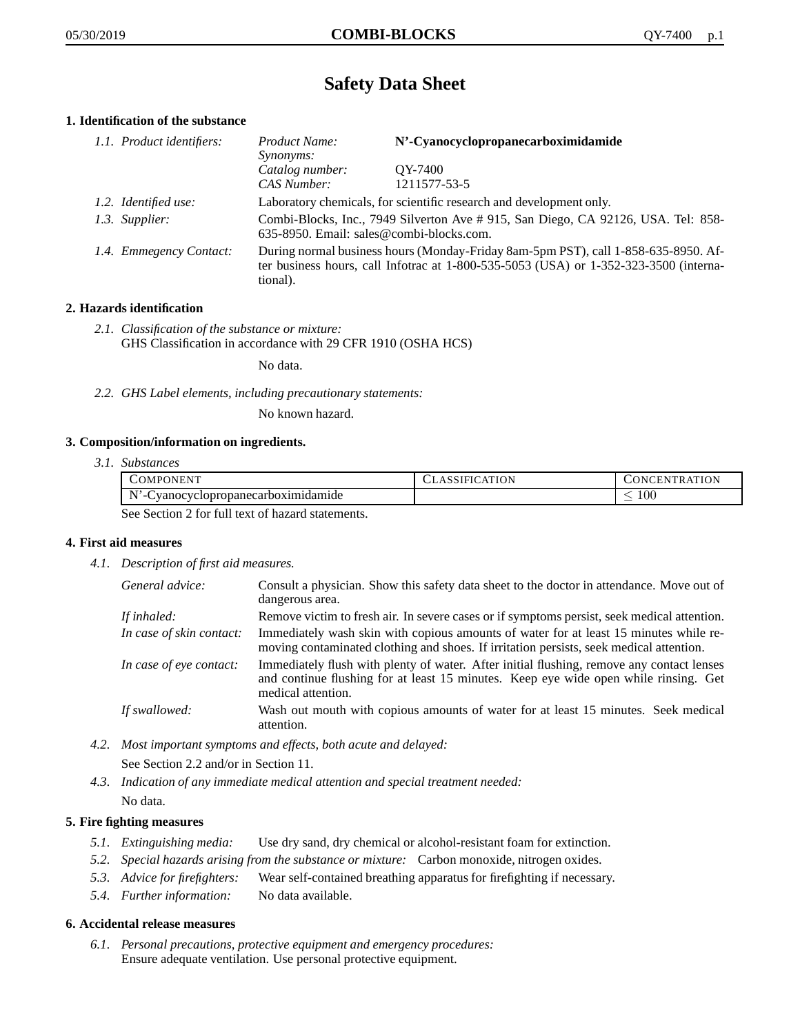# Safety Data Sheet

## 1. Identification of the substance

*1.1. Product identifiers:*

| | |
|---|---|
| *Product Name:* | **N'-Cyanocyclopropanecarboximidamide** |
| *Synonyms:* | |
| *Catalog number:* | QY-7400 |
| *CAS Number:* | 1211577-53-5 |

*1.2. Identified use:* Laboratory chemicals, for scientific research and development only.

*1.3. Supplier:* Combi-Blocks, Inc., 7949 Silverton Ave # 915, San Diego, CA 92126, USA. Tel: 858-635-8950. Email: sales@combi-blocks.com.

*1.4. Emmegency Contact:* During normal business hours (Monday-Friday 8am-5pm PST), call 1-858-635-8950. After business hours, call Infotrac at 1-800-535-5053 (USA) or 1-352-323-3500 (international).

## 2. Hazards identification

*2.1. Classification of the substance or mixture:*
GHS Classification in accordance with 29 CFR 1910 (OSHA HCS)

No data.

*2.2. GHS Label elements, including precautionary statements:*

No known hazard.

## 3. Composition/information on ingredients.

*3.1. Substances*

| Component | Classification | Concentration |
|---|---|---|
| N'-Cyanocyclopropanecarboximidamide | | $\leq 100$ |

See Section 2 for full text of hazard statements.

## 4. First aid measures

*4.1. Description of first aid measures.*

*General advice:* Consult a physician. Show this safety data sheet to the doctor in attendance. Move out of dangerous area.

*If inhaled:* Remove victim to fresh air. In severe cases or if symptoms persist, seek medical attention.

*In case of skin contact:* Immediately wash skin with copious amounts of water for at least 15 minutes while removing contaminated clothing and shoes. If irritation persists, seek medical attention.

*In case of eye contact:* Immediately flush with plenty of water. After initial flushing, remove any contact lenses and continue flushing for at least 15 minutes. Keep eye wide open while rinsing. Get medical attention.

*If swallowed:* Wash out mouth with copious amounts of water for at least 15 minutes. Seek medical attention.

*4.2. Most important symptoms and effects, both acute and delayed:*

See Section 2.2 and/or in Section 11.

*4.3. Indication of any immediate medical attention and special treatment needed:*

No data.

## 5. Fire fighting measures

*5.1. Extinguishing media:* Use dry sand, dry chemical or alcohol-resistant foam for extinction.

*5.2. Special hazards arising from the substance or mixture:* Carbon monoxide, nitrogen oxides.

*5.3. Advice for firefighters:* Wear self-contained breathing apparatus for firefighting if necessary.

*5.4. Further information:* No data available.

## 6. Accidental release measures

*6.1. Personal precautions, protective equipment and emergency procedures:*
Ensure adequate ventilation. Use personal protective equipment.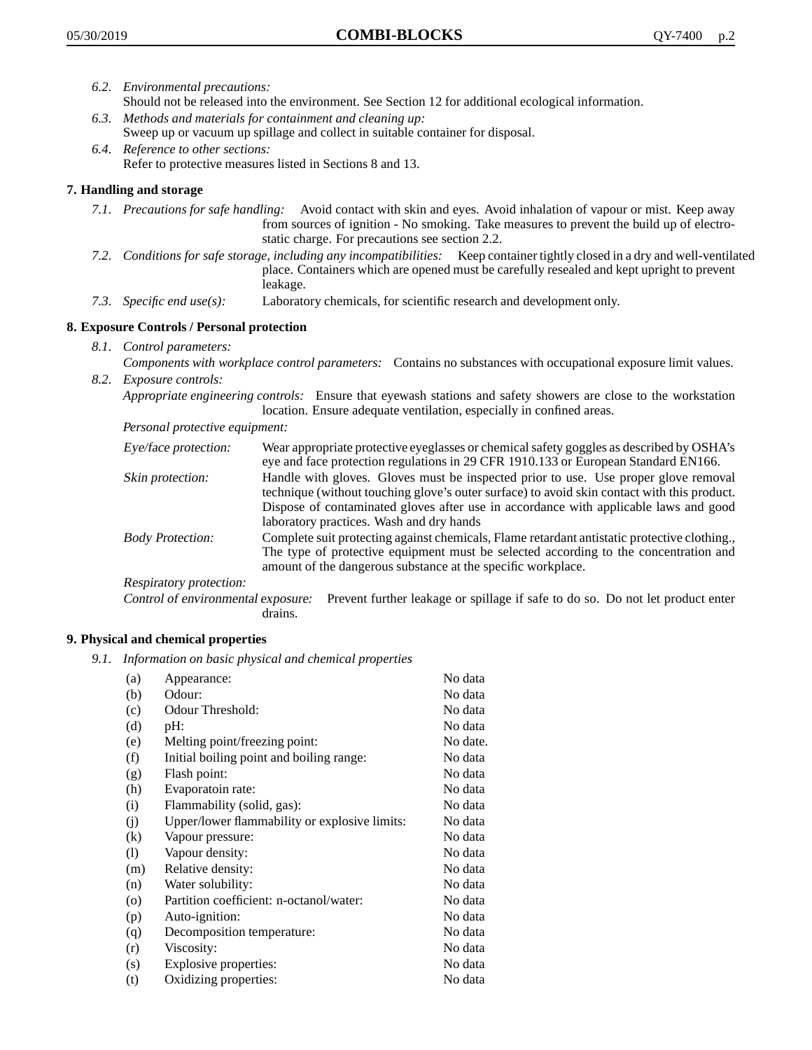*6.2. Environmental precautions:*
Should not be released into the environment. See Section 12 for additional ecological information.

*6.3. Methods and materials for containment and cleaning up:*
Sweep up or vacuum up spillage and collect in suitable container for disposal.

*6.4. Reference to other sections:*
Refer to protective measures listed in Sections 8 and 13.

## 7. Handling and storage

*7.1. Precautions for safe handling:* Avoid contact with skin and eyes. Avoid inhalation of vapour or mist. Keep away from sources of ignition - No smoking. Take measures to prevent the build up of electrostatic charge. For precautions see section 2.2.

*7.2. Conditions for safe storage, including any incompatibilities:* Keep container tightly closed in a dry and well-ventilated place. Containers which are opened must be carefully resealed and kept upright to prevent leakage.

*7.3. Specific end use(s):* Laboratory chemicals, for scientific research and development only.

## 8. Exposure Controls / Personal protection

*8.1. Control parameters:*

*Components with workplace control parameters:* Contains no substances with occupational exposure limit values.

*8.2. Exposure controls:*

*Appropriate engineering controls:* Ensure that eyewash stations and safety showers are close to the workstation location. Ensure adequate ventilation, especially in confined areas.

*Personal protective equipment:*

*Eye/face protection:* Wear appropriate protective eyeglasses or chemical safety goggles as described by OSHA's eye and face protection regulations in 29 CFR 1910.133 or European Standard EN166.

*Skin protection:* Handle with gloves. Gloves must be inspected prior to use. Use proper glove removal technique (without touching glove's outer surface) to avoid skin contact with this product. Dispose of contaminated gloves after use in accordance with applicable laws and good laboratory practices. Wash and dry hands

*Body Protection:* Complete suit protecting against chemicals, Flame retardant antistatic protective clothing., The type of protective equipment must be selected according to the concentration and amount of the dangerous substance at the specific workplace.

*Respiratory protection:*

*Control of environmental exposure:* Prevent further leakage or spillage if safe to do so. Do not let product enter drains.

## 9. Physical and chemical properties

*9.1. Information on basic physical and chemical properties*

| | | |
|---|---|---|
| (a) | Appearance: | No data |
| (b) | Odour: | No data |
| (c) | Odour Threshold: | No data |
| (d) | pH: | No data |
| (e) | Melting point/freezing point: | No date. |
| (f) | Initial boiling point and boiling range: | No data |
| (g) | Flash point: | No data |
| (h) | Evaporatoin rate: | No data |
| (i) | Flammability (solid, gas): | No data |
| (j) | Upper/lower flammability or explosive limits: | No data |
| (k) | Vapour pressure: | No data |
| (l) | Vapour density: | No data |
| (m) | Relative density: | No data |
| (n) | Water solubility: | No data |
| (o) | Partition coefficient: n-octanol/water: | No data |
| (p) | Auto-ignition: | No data |
| (q) | Decomposition temperature: | No data |
| (r) | Viscosity: | No data |
| (s) | Explosive properties: | No data |
| (t) | Oxidizing properties: | No data |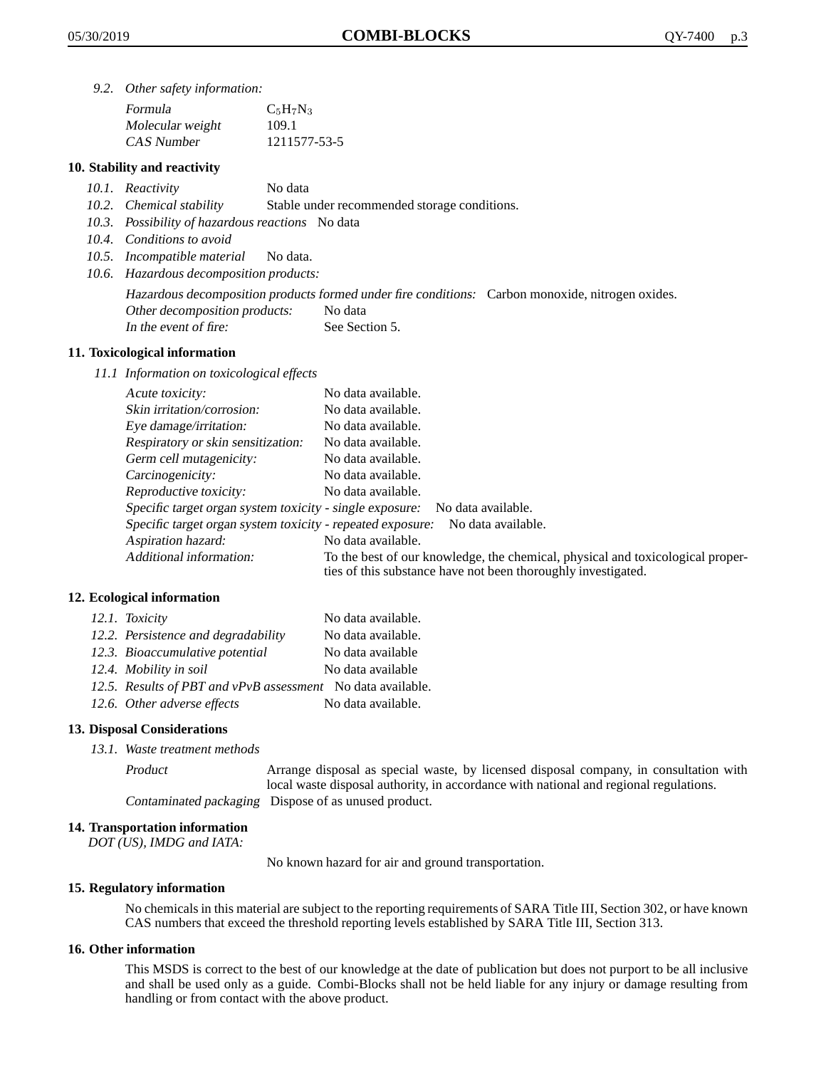*9.2. Other safety information:*

| | |
|---|---|
| *Formula* | $C_5H_7N_3$ |
| *Molecular weight* | 109.1 |
| *CAS Number* | 1211577-53-5 |

## 10. Stability and reactivity

*10.1. Reactivity* No data

*10.2. Chemical stability* Stable under recommended storage conditions.

*10.3. Possibility of hazardous reactions* No data

*10.4. Conditions to avoid*

*10.5. Incompatible material* No data.

*10.6. Hazardous decomposition products:*

*Hazardous decomposition products formed under fire conditions:* Carbon monoxide, nitrogen oxides.

*Other decomposition products:* No data

*In the event of fire:* See Section 5.

## 11. Toxicological information

*11.1 Information on toxicological effects*

| | |
|---|---|
| *Acute toxicity:* | No data available. |
| *Skin irritation/corrosion:* | No data available. |
| *Eye damage/irritation:* | No data available. |
| *Respiratory or skin sensitization:* | No data available. |
| *Germ cell mutagenicity:* | No data available. |
| *Carcinogenicity:* | No data available. |
| *Reproductive toxicity:* | No data available. |
| *Specific target organ system toxicity - single exposure:* | No data available. |
| *Specific target organ system toxicity - repeated exposure:* | No data available. |
| *Aspiration hazard:* | No data available. |
| *Additional information:* | To the best of our knowledge, the chemical, physical and toxicological properties of this substance have not been thoroughly investigated. |

## 12. Ecological information

| | |
|---|---|
| *12.1. Toxicity* | No data available. |
| *12.2. Persistence and degradability* | No data available. |
| *12.3. Bioaccumulative potential* | No data available |
| *12.4. Mobility in soil* | No data available |
| *12.5. Results of PBT and vPvB assessment* | No data available. |
| *12.6. Other adverse effects* | No data available. |

## 13. Disposal Considerations

*13.1. Waste treatment methods*

*Product* Arrange disposal as special waste, by licensed disposal company, in consultation with local waste disposal authority, in accordance with national and regional regulations.

*Contaminated packaging* Dispose of as unused product.

## 14. Transportation information

*DOT (US), IMDG and IATA:*

No known hazard for air and ground transportation.

## 15. Regulatory information

No chemicals in this material are subject to the reporting requirements of SARA Title III, Section 302, or have known CAS numbers that exceed the threshold reporting levels established by SARA Title III, Section 313.

## 16. Other information

This MSDS is correct to the best of our knowledge at the date of publication but does not purport to be all inclusive and shall be used only as a guide. Combi-Blocks shall not be held liable for any injury or damage resulting from handling or from contact with the above product.